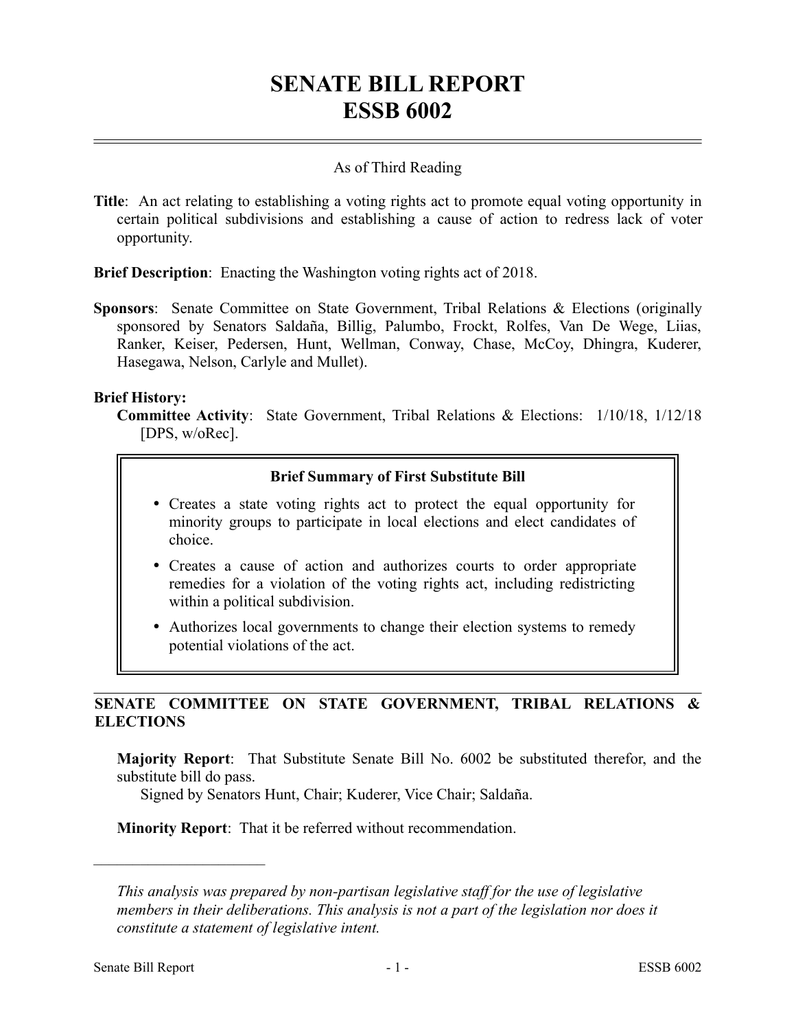# SENATE BILL REPORT
# ESSB 6002

As of Third Reading

**Title**: An act relating to establishing a voting rights act to promote equal voting opportunity in certain political subdivisions and establishing a cause of action to redress lack of voter opportunity.

**Brief Description**: Enacting the Washington voting rights act of 2018.

**Sponsors**: Senate Committee on State Government, Tribal Relations & Elections (originally sponsored by Senators Saldaña, Billig, Palumbo, Frockt, Rolfes, Van De Wege, Liias, Ranker, Keiser, Pedersen, Hunt, Wellman, Conway, Chase, McCoy, Dhingra, Kuderer, Hasegawa, Nelson, Carlyle and Mullet).

**Brief History:**

**Committee Activity**: State Government, Tribal Relations & Elections: 1/10/18, 1/12/18 [DPS, w/oRec].

**Brief Summary of First Substitute Bill**

- Creates a state voting rights act to protect the equal opportunity for minority groups to participate in local elections and elect candidates of choice.
- Creates a cause of action and authorizes courts to order appropriate remedies for a violation of the voting rights act, including redistricting within a political subdivision.
- Authorizes local governments to change their election systems to remedy potential violations of the act.

## SENATE COMMITTEE ON STATE GOVERNMENT, TRIBAL RELATIONS & ELECTIONS

**Majority Report**: That Substitute Senate Bill No. 6002 be substituted therefor, and the substitute bill do pass.

Signed by Senators Hunt, Chair; Kuderer, Vice Chair; Saldaña.

**Minority Report**: That it be referred without recommendation.

---

*This analysis was prepared by non-partisan legislative staff for the use of legislative members in their deliberations. This analysis is not a part of the legislation nor does it constitute a statement of legislative intent.*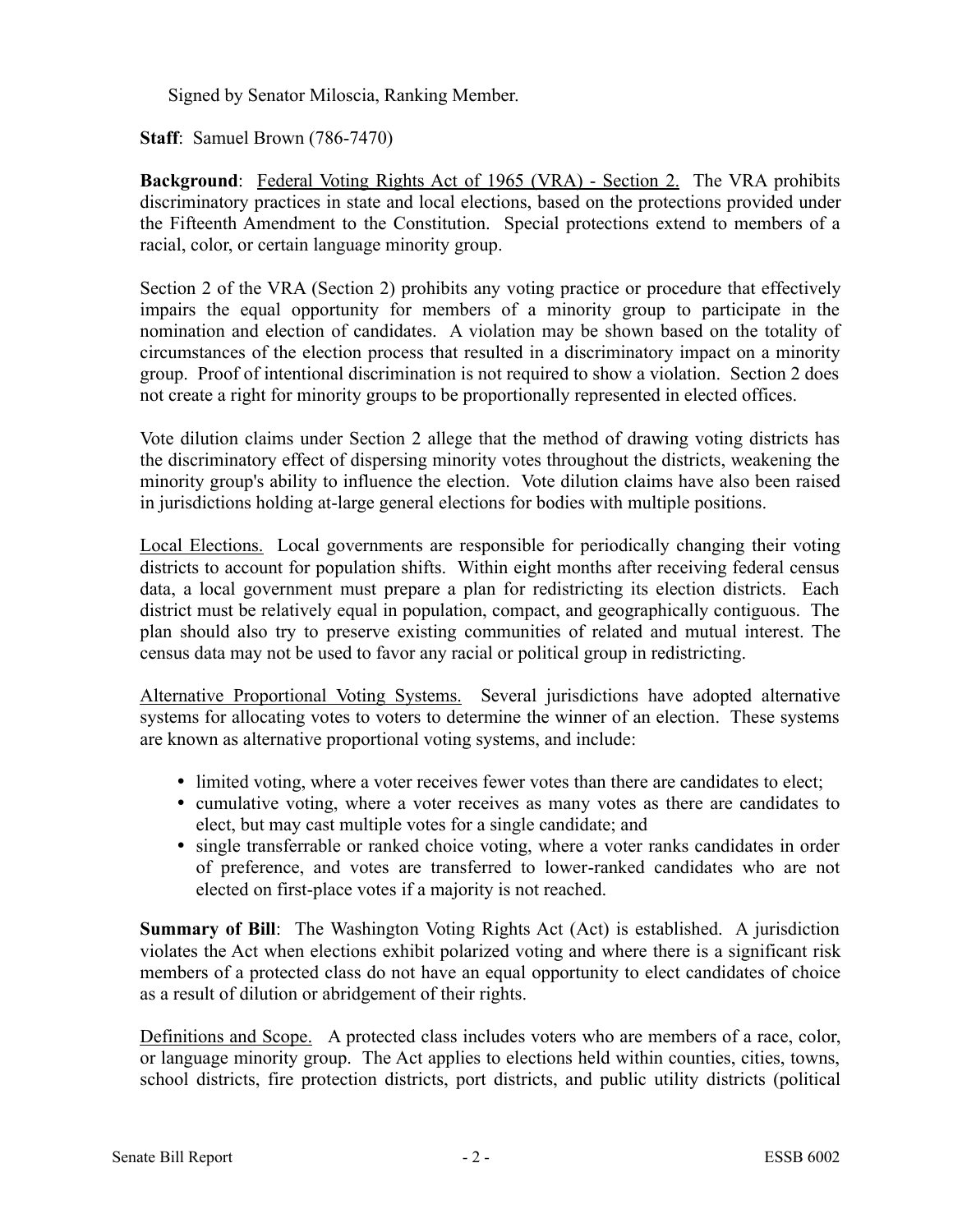Signed by Senator Miloscia, Ranking Member.

**Staff**: Samuel Brown (786-7470)

**Background**: Federal Voting Rights Act of 1965 (VRA) - Section 2. The VRA prohibits discriminatory practices in state and local elections, based on the protections provided under the Fifteenth Amendment to the Constitution. Special protections extend to members of a racial, color, or certain language minority group.

Section 2 of the VRA (Section 2) prohibits any voting practice or procedure that effectively impairs the equal opportunity for members of a minority group to participate in the nomination and election of candidates. A violation may be shown based on the totality of circumstances of the election process that resulted in a discriminatory impact on a minority group. Proof of intentional discrimination is not required to show a violation. Section 2 does not create a right for minority groups to be proportionally represented in elected offices.

Vote dilution claims under Section 2 allege that the method of drawing voting districts has the discriminatory effect of dispersing minority votes throughout the districts, weakening the minority group's ability to influence the election. Vote dilution claims have also been raised in jurisdictions holding at-large general elections for bodies with multiple positions.

Local Elections. Local governments are responsible for periodically changing their voting districts to account for population shifts. Within eight months after receiving federal census data, a local government must prepare a plan for redistricting its election districts. Each district must be relatively equal in population, compact, and geographically contiguous. The plan should also try to preserve existing communities of related and mutual interest. The census data may not be used to favor any racial or political group in redistricting.

Alternative Proportional Voting Systems. Several jurisdictions have adopted alternative systems for allocating votes to voters to determine the winner of an election. These systems are known as alternative proportional voting systems, and include:

- limited voting, where a voter receives fewer votes than there are candidates to elect;
- cumulative voting, where a voter receives as many votes as there are candidates to elect, but may cast multiple votes for a single candidate; and
- single transferrable or ranked choice voting, where a voter ranks candidates in order of preference, and votes are transferred to lower-ranked candidates who are not elected on first-place votes if a majority is not reached.

**Summary of Bill**: The Washington Voting Rights Act (Act) is established. A jurisdiction violates the Act when elections exhibit polarized voting and where there is a significant risk members of a protected class do not have an equal opportunity to elect candidates of choice as a result of dilution or abridgement of their rights.

Definitions and Scope. A protected class includes voters who are members of a race, color, or language minority group. The Act applies to elections held within counties, cities, towns, school districts, fire protection districts, port districts, and public utility districts (political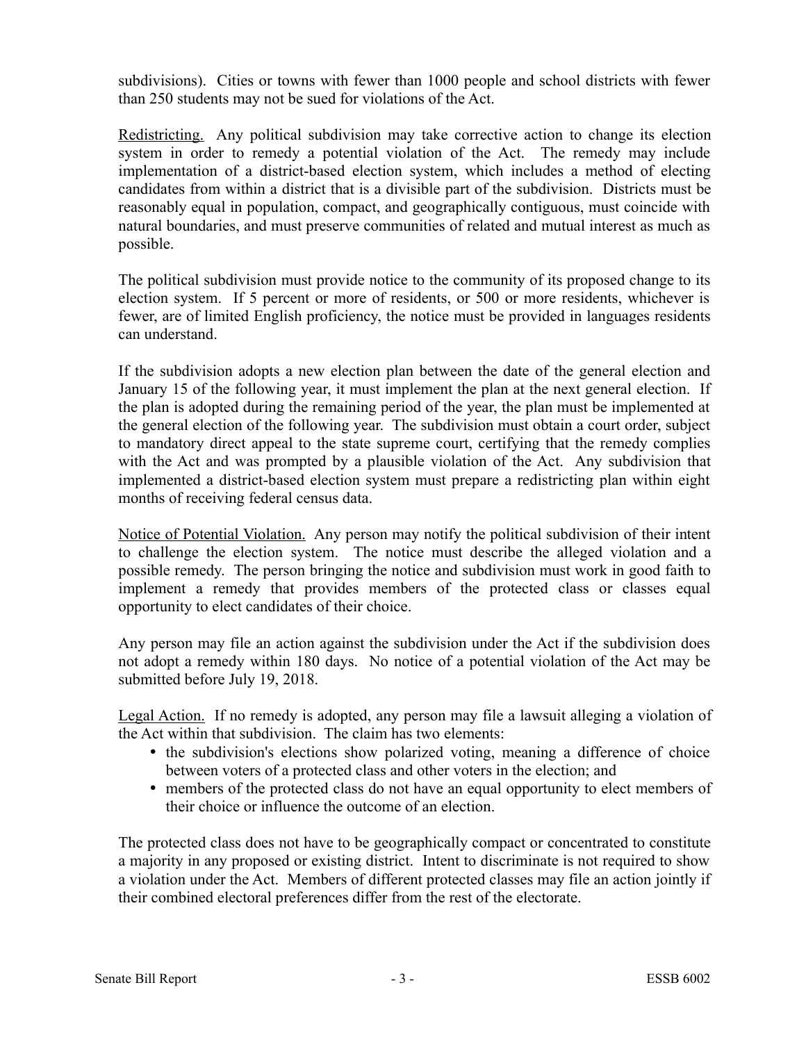subdivisions). Cities or towns with fewer than 1000 people and school districts with fewer than 250 students may not be sued for violations of the Act.

Redistricting. Any political subdivision may take corrective action to change its election system in order to remedy a potential violation of the Act. The remedy may include implementation of a district-based election system, which includes a method of electing candidates from within a district that is a divisible part of the subdivision. Districts must be reasonably equal in population, compact, and geographically contiguous, must coincide with natural boundaries, and must preserve communities of related and mutual interest as much as possible.

The political subdivision must provide notice to the community of its proposed change to its election system. If 5 percent or more of residents, or 500 or more residents, whichever is fewer, are of limited English proficiency, the notice must be provided in languages residents can understand.

If the subdivision adopts a new election plan between the date of the general election and January 15 of the following year, it must implement the plan at the next general election. If the plan is adopted during the remaining period of the year, the plan must be implemented at the general election of the following year. The subdivision must obtain a court order, subject to mandatory direct appeal to the state supreme court, certifying that the remedy complies with the Act and was prompted by a plausible violation of the Act. Any subdivision that implemented a district-based election system must prepare a redistricting plan within eight months of receiving federal census data.

Notice of Potential Violation. Any person may notify the political subdivision of their intent to challenge the election system. The notice must describe the alleged violation and a possible remedy. The person bringing the notice and subdivision must work in good faith to implement a remedy that provides members of the protected class or classes equal opportunity to elect candidates of their choice.

Any person may file an action against the subdivision under the Act if the subdivision does not adopt a remedy within 180 days. No notice of a potential violation of the Act may be submitted before July 19, 2018.

Legal Action. If no remedy is adopted, any person may file a lawsuit alleging a violation of the Act within that subdivision. The claim has two elements:

- the subdivision's elections show polarized voting, meaning a difference of choice between voters of a protected class and other voters in the election; and
- members of the protected class do not have an equal opportunity to elect members of their choice or influence the outcome of an election.

The protected class does not have to be geographically compact or concentrated to constitute a majority in any proposed or existing district. Intent to discriminate is not required to show a violation under the Act. Members of different protected classes may file an action jointly if their combined electoral preferences differ from the rest of the electorate.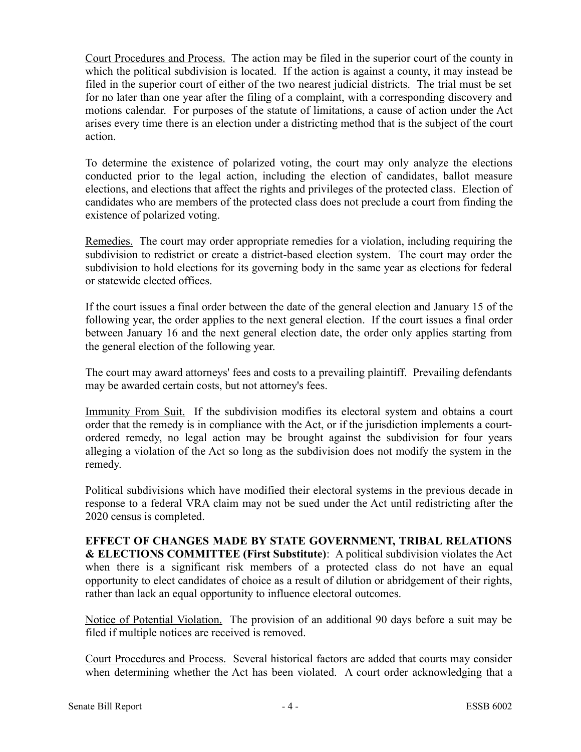Court Procedures and Process. The action may be filed in the superior court of the county in which the political subdivision is located. If the action is against a county, it may instead be filed in the superior court of either of the two nearest judicial districts. The trial must be set for no later than one year after the filing of a complaint, with a corresponding discovery and motions calendar. For purposes of the statute of limitations, a cause of action under the Act arises every time there is an election under a districting method that is the subject of the court action.

To determine the existence of polarized voting, the court may only analyze the elections conducted prior to the legal action, including the election of candidates, ballot measure elections, and elections that affect the rights and privileges of the protected class. Election of candidates who are members of the protected class does not preclude a court from finding the existence of polarized voting.

Remedies. The court may order appropriate remedies for a violation, including requiring the subdivision to redistrict or create a district-based election system. The court may order the subdivision to hold elections for its governing body in the same year as elections for federal or statewide elected offices.

If the court issues a final order between the date of the general election and January 15 of the following year, the order applies to the next general election. If the court issues a final order between January 16 and the next general election date, the order only applies starting from the general election of the following year.

The court may award attorneys' fees and costs to a prevailing plaintiff. Prevailing defendants may be awarded certain costs, but not attorney's fees.

Immunity From Suit. If the subdivision modifies its electoral system and obtains a court order that the remedy is in compliance with the Act, or if the jurisdiction implements a court-ordered remedy, no legal action may be brought against the subdivision for four years alleging a violation of the Act so long as the subdivision does not modify the system in the remedy.

Political subdivisions which have modified their electoral systems in the previous decade in response to a federal VRA claim may not be sued under the Act until redistricting after the 2020 census is completed.

**EFFECT OF CHANGES MADE BY STATE GOVERNMENT, TRIBAL RELATIONS & ELECTIONS COMMITTEE (First Substitute)**: A political subdivision violates the Act when there is a significant risk members of a protected class do not have an equal opportunity to elect candidates of choice as a result of dilution or abridgement of their rights, rather than lack an equal opportunity to influence electoral outcomes.

Notice of Potential Violation. The provision of an additional 90 days before a suit may be filed if multiple notices are received is removed.

Court Procedures and Process. Several historical factors are added that courts may consider when determining whether the Act has been violated. A court order acknowledging that a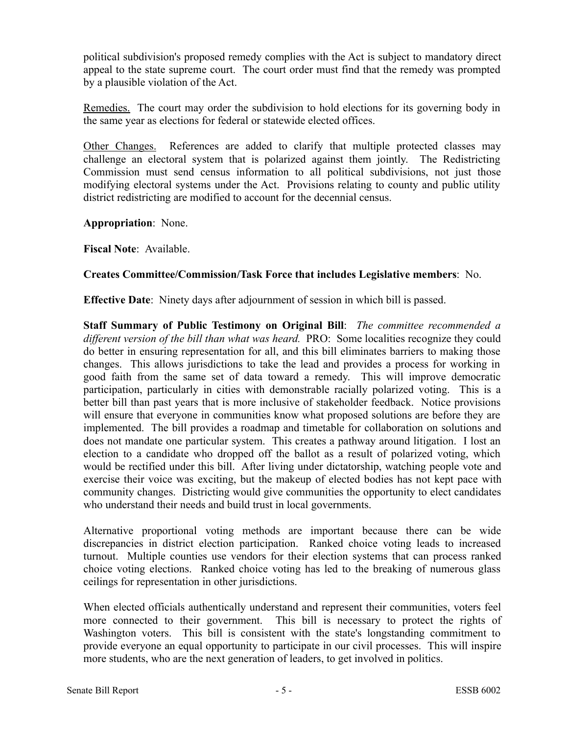political subdivision's proposed remedy complies with the Act is subject to mandatory direct appeal to the state supreme court. The court order must find that the remedy was prompted by a plausible violation of the Act.

Remedies. The court may order the subdivision to hold elections for its governing body in the same year as elections for federal or statewide elected offices.

Other Changes. References are added to clarify that multiple protected classes may challenge an electoral system that is polarized against them jointly. The Redistricting Commission must send census information to all political subdivisions, not just those modifying electoral systems under the Act. Provisions relating to county and public utility district redistricting are modified to account for the decennial census.

**Appropriation**: None.

**Fiscal Note**: Available.

**Creates Committee/Commission/Task Force that includes Legislative members**: No.

**Effective Date**: Ninety days after adjournment of session in which bill is passed.

**Staff Summary of Public Testimony on Original Bill**: *The committee recommended a different version of the bill than what was heard.* PRO: Some localities recognize they could do better in ensuring representation for all, and this bill eliminates barriers to making those changes. This allows jurisdictions to take the lead and provides a process for working in good faith from the same set of data toward a remedy. This will improve democratic participation, particularly in cities with demonstrable racially polarized voting. This is a better bill than past years that is more inclusive of stakeholder feedback. Notice provisions will ensure that everyone in communities know what proposed solutions are before they are implemented. The bill provides a roadmap and timetable for collaboration on solutions and does not mandate one particular system. This creates a pathway around litigation. I lost an election to a candidate who dropped off the ballot as a result of polarized voting, which would be rectified under this bill. After living under dictatorship, watching people vote and exercise their voice was exciting, but the makeup of elected bodies has not kept pace with community changes. Districting would give communities the opportunity to elect candidates who understand their needs and build trust in local governments.

Alternative proportional voting methods are important because there can be wide discrepancies in district election participation. Ranked choice voting leads to increased turnout. Multiple counties use vendors for their election systems that can process ranked choice voting elections. Ranked choice voting has led to the breaking of numerous glass ceilings for representation in other jurisdictions.

When elected officials authentically understand and represent their communities, voters feel more connected to their government. This bill is necessary to protect the rights of Washington voters. This bill is consistent with the state's longstanding commitment to provide everyone an equal opportunity to participate in our civil processes. This will inspire more students, who are the next generation of leaders, to get involved in politics.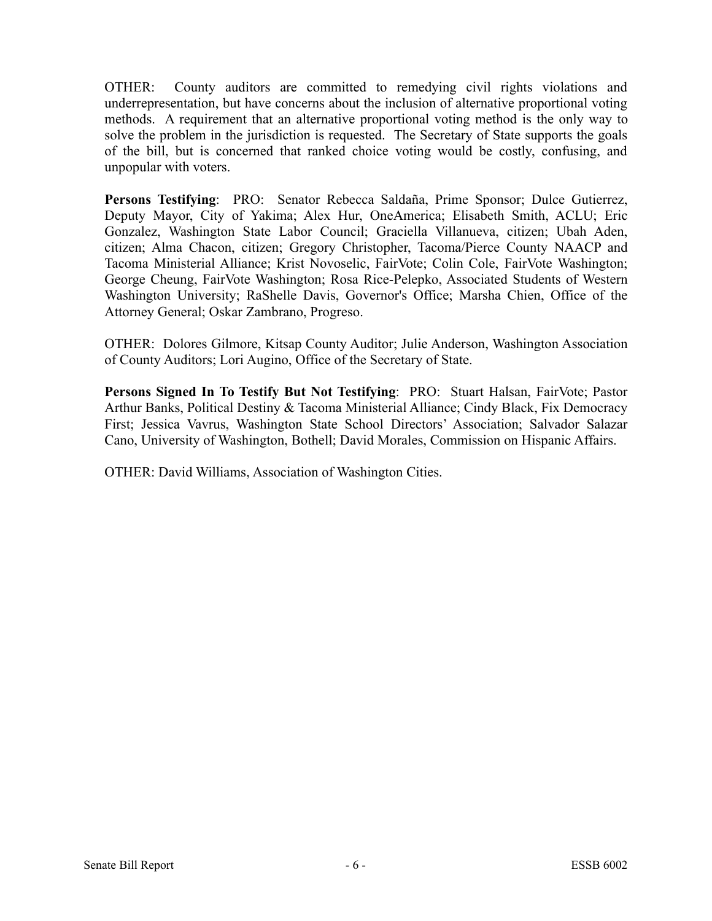OTHER: County auditors are committed to remedying civil rights violations and underrepresentation, but have concerns about the inclusion of alternative proportional voting methods. A requirement that an alternative proportional voting method is the only way to solve the problem in the jurisdiction is requested. The Secretary of State supports the goals of the bill, but is concerned that ranked choice voting would be costly, confusing, and unpopular with voters.

**Persons Testifying**: PRO: Senator Rebecca Saldaña, Prime Sponsor; Dulce Gutierrez, Deputy Mayor, City of Yakima; Alex Hur, OneAmerica; Elisabeth Smith, ACLU; Eric Gonzalez, Washington State Labor Council; Graciella Villanueva, citizen; Ubah Aden, citizen; Alma Chacon, citizen; Gregory Christopher, Tacoma/Pierce County NAACP and Tacoma Ministerial Alliance; Krist Novoselic, FairVote; Colin Cole, FairVote Washington; George Cheung, FairVote Washington; Rosa Rice-Pelepko, Associated Students of Western Washington University; RaShelle Davis, Governor's Office; Marsha Chien, Office of the Attorney General; Oskar Zambrano, Progreso.

OTHER: Dolores Gilmore, Kitsap County Auditor; Julie Anderson, Washington Association of County Auditors; Lori Augino, Office of the Secretary of State.

**Persons Signed In To Testify But Not Testifying**: PRO: Stuart Halsan, FairVote; Pastor Arthur Banks, Political Destiny & Tacoma Ministerial Alliance; Cindy Black, Fix Democracy First; Jessica Vavrus, Washington State School Directors' Association; Salvador Salazar Cano, University of Washington, Bothell; David Morales, Commission on Hispanic Affairs.

OTHER: David Williams, Association of Washington Cities.